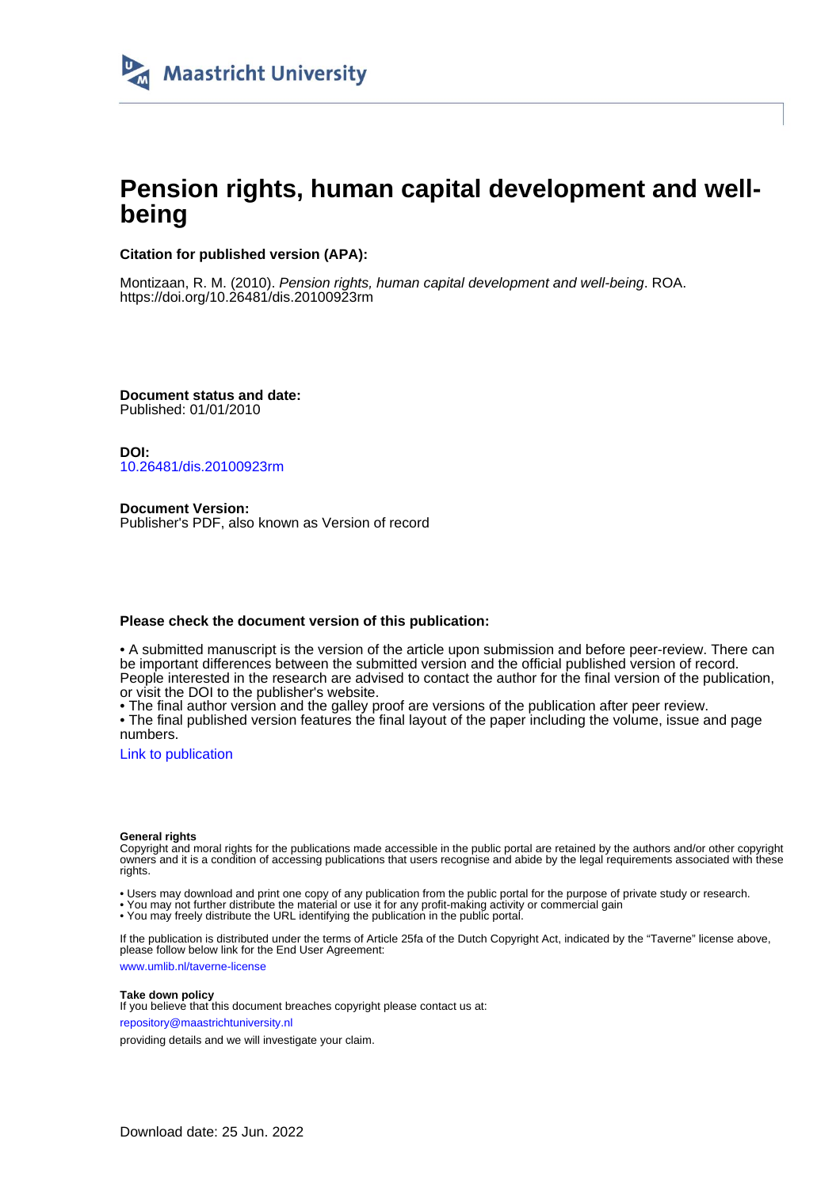Maastricht University

# Pension rights, human capital development and well-being

**Citation for published version (APA):**

Montizaan, R. M. (2010). *Pension rights, human capital development and well-being*. ROA. https://doi.org/10.26481/dis.20100923rm

**Document status and date:**
Published: 01/01/2010

**DOI:**
10.26481/dis.20100923rm

**Document Version:**
Publisher's PDF, also known as Version of record

**Please check the document version of this publication:**

• A submitted manuscript is the version of the article upon submission and before peer-review. There can be important differences between the submitted version and the official published version of record. People interested in the research are advised to contact the author for the final version of the publication, or visit the DOI to the publisher's website.
• The final author version and the galley proof are versions of the publication after peer review.
• The final published version features the final layout of the paper including the volume, issue and page numbers.

Link to publication

**General rights**
Copyright and moral rights for the publications made accessible in the public portal are retained by the authors and/or other copyright owners and it is a condition of accessing publications that users recognise and abide by the legal requirements associated with these rights.

• Users may download and print one copy of any publication from the public portal for the purpose of private study or research.
• You may not further distribute the material or use it for any profit-making activity or commercial gain
• You may freely distribute the URL identifying the publication in the public portal.

If the publication is distributed under the terms of Article 25fa of the Dutch Copyright Act, indicated by the "Taverne" license above, please follow below link for the End User Agreement:

www.umlib.nl/taverne-license

**Take down policy**
If you believe that this document breaches copyright please contact us at:

repository@maastrichtuniversity.nl

providing details and we will investigate your claim.

Download date: 25 Jun. 2022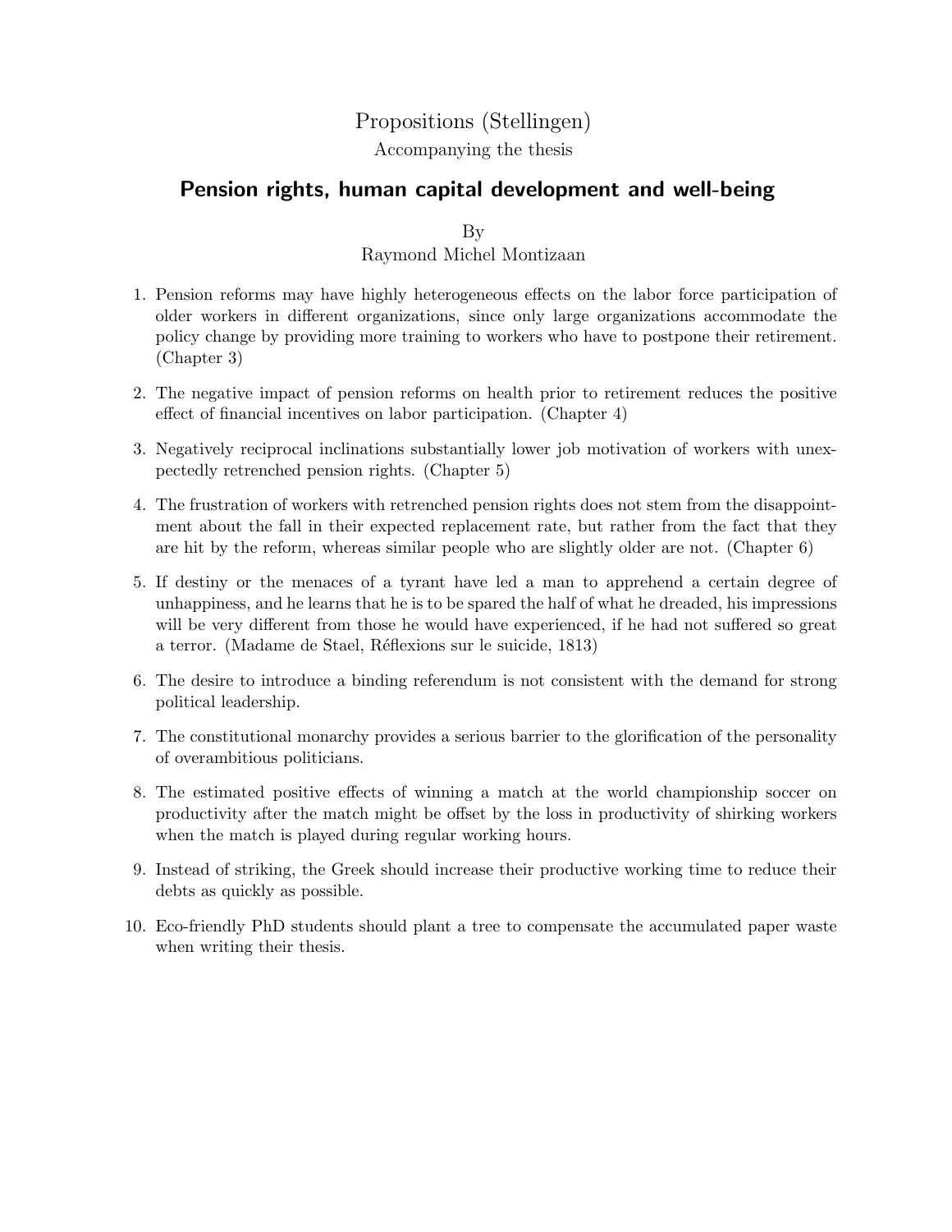# Propositions (Stellingen)

Accompanying the thesis

## Pension rights, human capital development and well-being

By

Raymond Michel Montizaan

1. Pension reforms may have highly heterogeneous effects on the labor force participation of older workers in different organizations, since only large organizations accommodate the policy change by providing more training to workers who have to postpone their retirement. (Chapter 3)
2. The negative impact of pension reforms on health prior to retirement reduces the positive effect of financial incentives on labor participation. (Chapter 4)
3. Negatively reciprocal inclinations substantially lower job motivation of workers with unexpectedly retrenched pension rights. (Chapter 5)
4. The frustration of workers with retrenched pension rights does not stem from the disappointment about the fall in their expected replacement rate, but rather from the fact that they are hit by the reform, whereas similar people who are slightly older are not. (Chapter 6)
5. If destiny or the menaces of a tyrant have led a man to apprehend a certain degree of unhappiness, and he learns that he is to be spared the half of what he dreaded, his impressions will be very different from those he would have experienced, if he had not suffered so great a terror. (Madame de Stael, Réflexions sur le suicide, 1813)
6. The desire to introduce a binding referendum is not consistent with the demand for strong political leadership.
7. The constitutional monarchy provides a serious barrier to the glorification of the personality of overambitious politicians.
8. The estimated positive effects of winning a match at the world championship soccer on productivity after the match might be offset by the loss in productivity of shirking workers when the match is played during regular working hours.
9. Instead of striking, the Greek should increase their productive working time to reduce their debts as quickly as possible.
10. Eco-friendly PhD students should plant a tree to compensate the accumulated paper waste when writing their thesis.